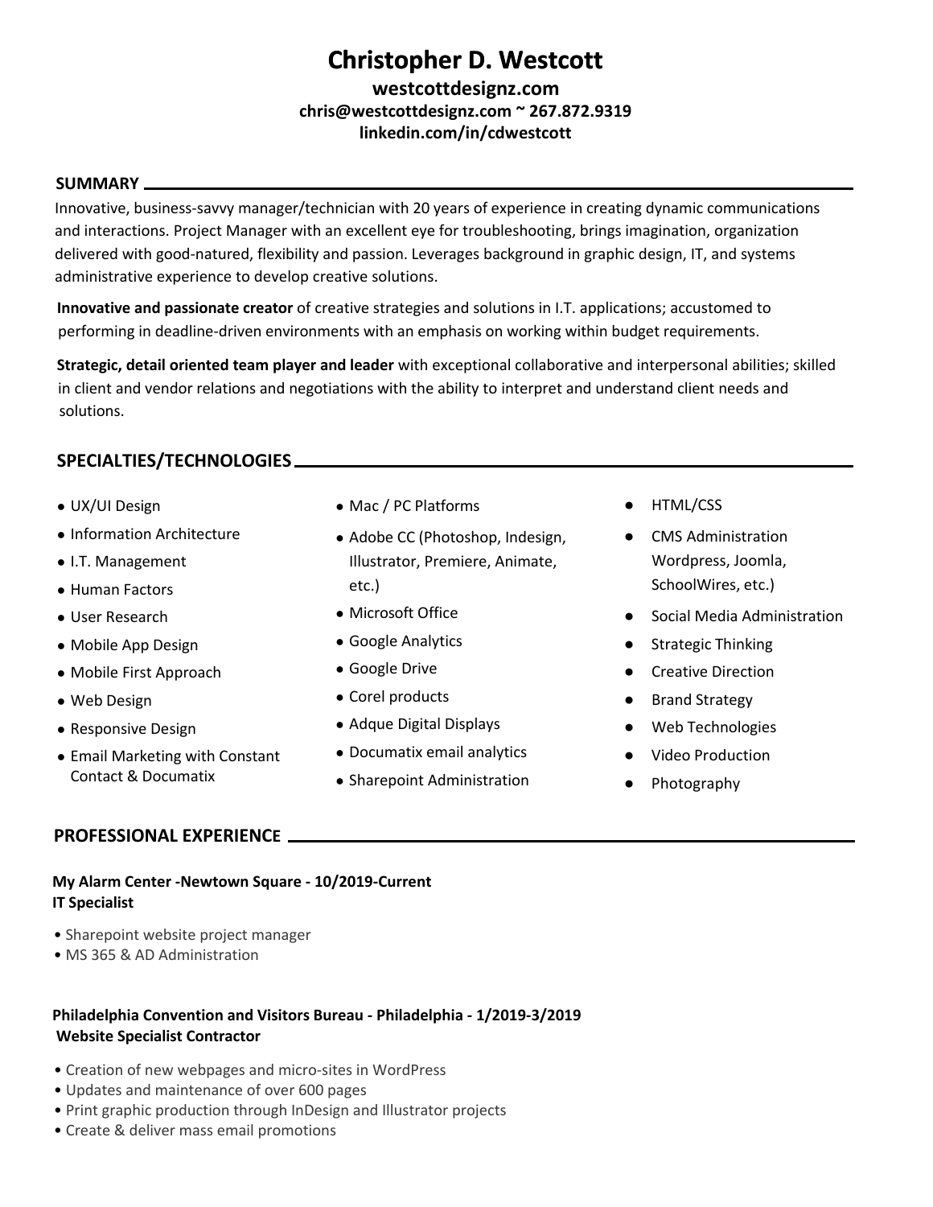# Christopher D. Westcott

**westcottdesignz.com**
**chris@westcottdesignz.com ~ 267.872.9319**
**linkedin.com/in/cdwestcott**

## SUMMARY

Innovative, business-savvy manager/technician with 20 years of experience in creating dynamic communications and interactions. Project Manager with an excellent eye for troubleshooting, brings imagination, organization delivered with good-natured, flexibility and passion. Leverages background in graphic design, IT, and systems administrative experience to develop creative solutions.

**Innovative and passionate creator** of creative strategies and solutions in I.T. applications; accustomed to performing in deadline-driven environments with an emphasis on working within budget requirements.

**Strategic, detail oriented team player and leader** with exceptional collaborative and interpersonal abilities; skilled in client and vendor relations and negotiations with the ability to interpret and understand client needs and solutions.

## SPECIALTIES/TECHNOLOGIES

- UX/UI Design
- Information Architecture
- I.T. Management
- Human Factors
- User Research
- Mobile App Design
- Mobile First Approach
- Web Design
- Responsive Design
- Email Marketing with Constant Contact & Documatix
- Mac / PC Platforms
- Adobe CC (Photoshop, Indesign, Illustrator, Premiere, Animate, etc.)
- Microsoft Office
- Google Analytics
- Google Drive
- Corel products
- Adque Digital Displays
- Documatix email analytics
- Sharepoint Administration
- HTML/CSS
- CMS Administration Wordpress, Joomla, SchoolWires, etc.)
- Social Media Administration
- Strategic Thinking
- Creative Direction
- Brand Strategy
- Web Technologies
- Video Production
- Photography

## PROFESSIONAL EXPERIENCE

**My Alarm Center -Newtown Square - 10/2019-Current**
**IT Specialist**

- Sharepoint website project manager
- MS 365 & AD Administration

**Philadelphia Convention and Visitors Bureau - Philadelphia - 1/2019-3/2019**
**Website Specialist Contractor**

- Creation of new webpages and micro-sites in WordPress
- Updates and maintenance of over 600 pages
- Print graphic production through InDesign and Illustrator projects
- Create & deliver mass email promotions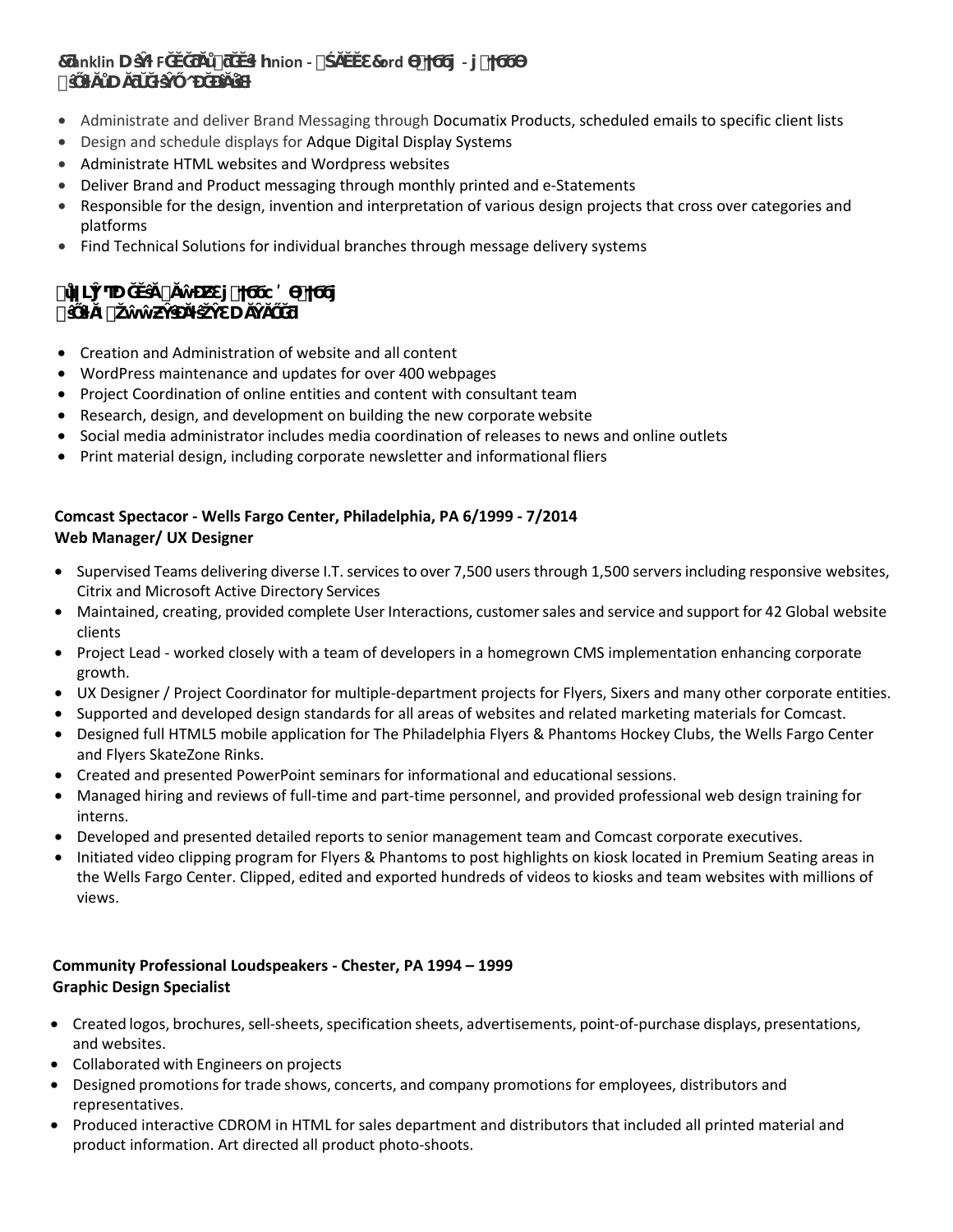**&ranklin DŝŶƚ FĞĚĞƌĂů ƌĞĚŝƚ hnion - ,ĂǀĞƌĨord ϬϳͬϮϬϭϵ - ϭϮͬϮϬϮϬ**
**'ƌĂƉŚŝĐ DĂƌŬĞƚŝŶŐ ^ƉĞĐŝĂůŝƐƚ**

- Administrate and deliver Brand Messaging through Documatix Products, scheduled emails to specific client lists
- Design and schedule displays for Adque Digital Display Systems
- Administrate HTML websites and Wordpress websites
- Deliver Brand and Product messaging through monthly printed and e-Statements
- Responsible for the design, invention and interpretation of various design projects that cross over categories and platforms
- Find Technical Solutions for individual branches through message delivery systems

**ĞůĂǁĂƌĞ ŽƵŶƚLJ dƌĂŶƐƉŽƌƚĂƚŝŽŶ ϴͬϮϬϭϰ - ϲͬϮϬϭϵ**
**tĞď ĚŵŝŶŝƐƚƌĂƚŽƌ ͬ ^ŽĐŝĂů DĞĚŝĂ DĂŶĂŐĞƌ**

- Creation and Administration of website and all content
- WordPress maintenance and updates for over 400 webpages
- Project Coordination of online entities and content with consultant team
- Research, design, and development on building the new corporate website
- Social media administrator includes media coordination of releases to news and online outlets
- Print material design, including corporate newsletter and informational fliers

**Comcast Spectacor - Wells Fargo Center, Philadelphia, PA 6/1999 - 7/2014**
**Web Manager/ UX Designer**

- Supervised Teams delivering diverse I.T. services to over 7,500 users through 1,500 servers including responsive websites, Citrix and Microsoft Active Directory Services
- Maintained, creating, provided complete User Interactions, customer sales and service and support for 42 Global website clients
- Project Lead - worked closely with a team of developers in a homegrown CMS implementation enhancing corporate growth.
- UX Designer / Project Coordinator for multiple-department projects for Flyers, Sixers and many other corporate entities.
- Supported and developed design standards for all areas of websites and related marketing materials for Comcast.
- Designed full HTML5 mobile application for The Philadelphia Flyers & Phantoms Hockey Clubs, the Wells Fargo Center and Flyers SkateZone Rinks.
- Created and presented PowerPoint seminars for informational and educational sessions.
- Managed hiring and reviews of full-time and part-time personnel, and provided professional web design training for interns.
- Developed and presented detailed reports to senior management team and Comcast corporate executives.
- Initiated video clipping program for Flyers & Phantoms to post highlights on kiosk located in Premium Seating areas in the Wells Fargo Center. Clipped, edited and exported hundreds of videos to kiosks and team websites with millions of views.

**Community Professional Loudspeakers - Chester, PA 1994 – 1999**
**Graphic Design Specialist**

- Created logos, brochures, sell-sheets, specification sheets, advertisements, point-of-purchase displays, presentations, and websites.
- Collaborated with Engineers on projects
- Designed promotions for trade shows, concerts, and company promotions for employees, distributors and representatives.
- Produced interactive CDROM in HTML for sales department and distributors that included all printed material and product information. Art directed all product photo-shoots.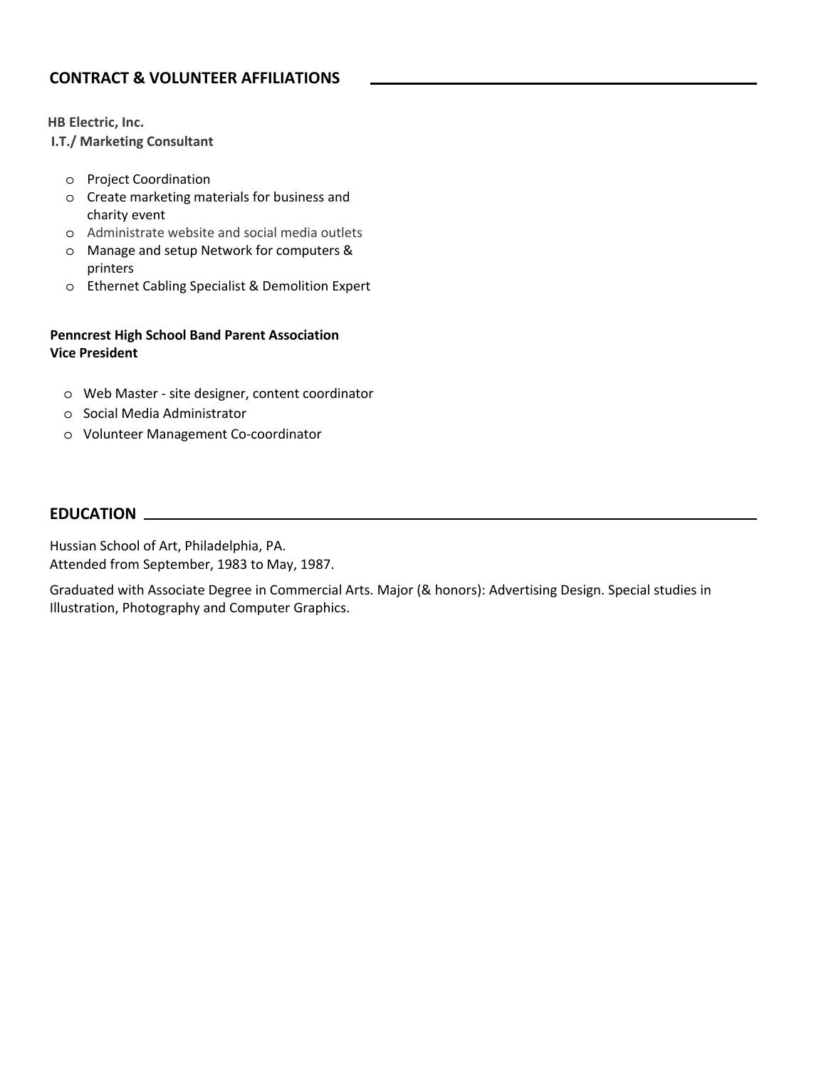## CONTRACT & VOLUNTEER AFFILIATIONS

**HB Electric, Inc.**
**I.T./ Marketing Consultant**

- Project Coordination
- Create marketing materials for business and charity event
- Administrate website and social media outlets
- Manage and setup Network for computers & printers
- Ethernet Cabling Specialist & Demolition Expert

**Penncrest High School Band Parent Association**
**Vice President**

- Web Master - site designer, content coordinator
- Social Media Administrator
- Volunteer Management Co-coordinator

## EDUCATION

Hussian School of Art, Philadelphia, PA.
Attended from September, 1983 to May, 1987.

Graduated with Associate Degree in Commercial Arts. Major (& honors): Advertising Design. Special studies in Illustration, Photography and Computer Graphics.